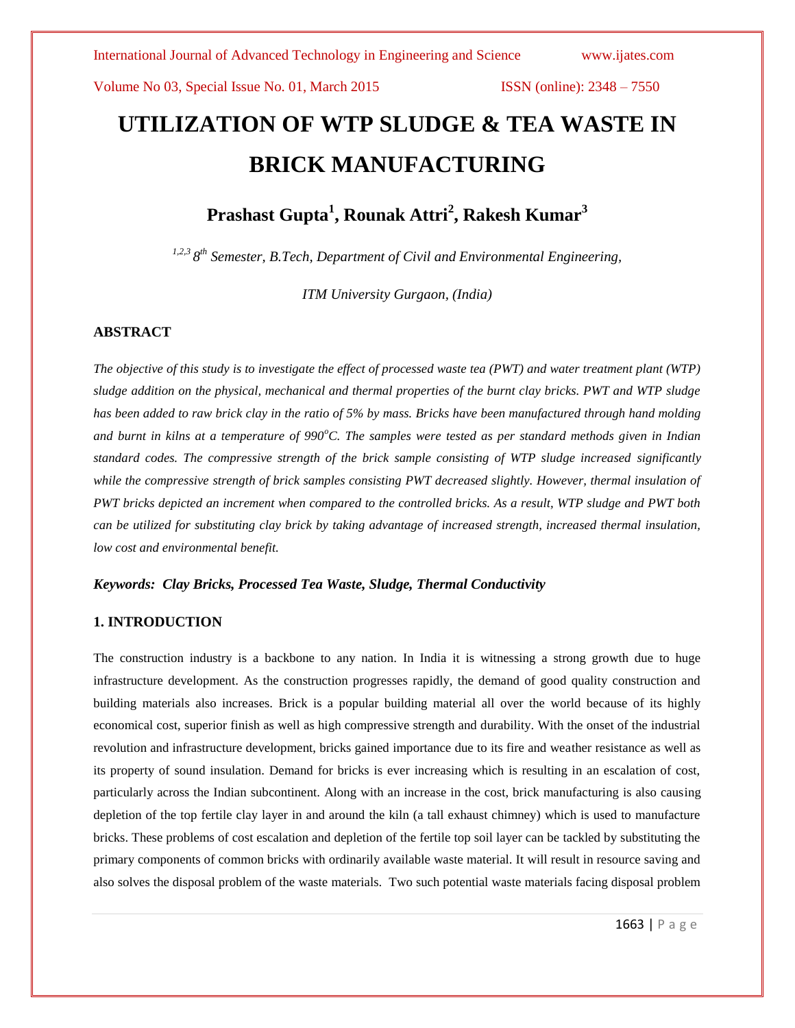# UTILIZATION OF WTP SLUDGE & TEA WASTE IN BRICK MANUFACTURING

## Prashast Gupta[1], Rounak Attri[2], Rakesh Kumar[3]

*[1,2,3] 8th Semester, B.Tech, Department of Civil and Environmental Engineering,*

*ITM University Gurgaon, (India)*

### ABSTRACT

*The objective of this study is to investigate the effect of processed waste tea (PWT) and water treatment plant (WTP) sludge addition on the physical, mechanical and thermal properties of the burnt clay bricks. PWT and WTP sludge has been added to raw brick clay in the ratio of 5% by mass. Bricks have been manufactured through hand molding and burnt in kilns at a temperature of 990°C. The samples were tested as per standard methods given in Indian standard codes. The compressive strength of the brick sample consisting of WTP sludge increased significantly while the compressive strength of brick samples consisting PWT decreased slightly. However, thermal insulation of PWT bricks depicted an increment when compared to the controlled bricks. As a result, WTP sludge and PWT both can be utilized for substituting clay brick by taking advantage of increased strength, increased thermal insulation, low cost and environmental benefit.*

***Keywords: Clay Bricks, Processed Tea Waste, Sludge, Thermal Conductivity***

### 1. INTRODUCTION

The construction industry is a backbone to any nation. In India it is witnessing a strong growth due to huge infrastructure development. As the construction progresses rapidly, the demand of good quality construction and building materials also increases. Brick is a popular building material all over the world because of its highly economical cost, superior finish as well as high compressive strength and durability. With the onset of the industrial revolution and infrastructure development, bricks gained importance due to its fire and weather resistance as well as its property of sound insulation. Demand for bricks is ever increasing which is resulting in an escalation of cost, particularly across the Indian subcontinent. Along with an increase in the cost, brick manufacturing is also causing depletion of the top fertile clay layer in and around the kiln (a tall exhaust chimney) which is used to manufacture bricks. These problems of cost escalation and depletion of the fertile top soil layer can be tackled by substituting the primary components of common bricks with ordinarily available waste material. It will result in resource saving and also solves the disposal problem of the waste materials. Two such potential waste materials facing disposal problem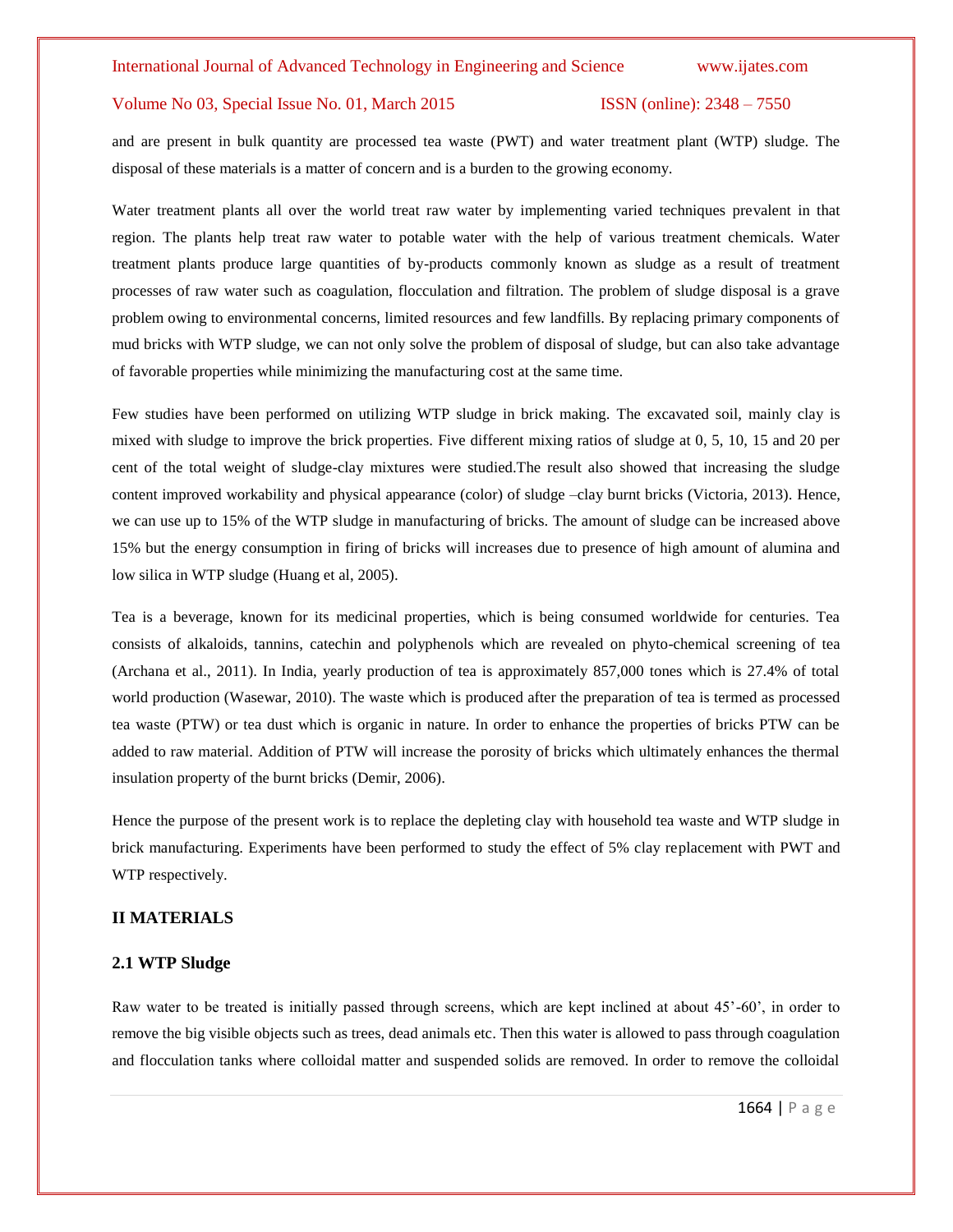and are present in bulk quantity are processed tea waste (PWT) and water treatment plant (WTP) sludge. The disposal of these materials is a matter of concern and is a burden to the growing economy.

Water treatment plants all over the world treat raw water by implementing varied techniques prevalent in that region. The plants help treat raw water to potable water with the help of various treatment chemicals. Water treatment plants produce large quantities of by-products commonly known as sludge as a result of treatment processes of raw water such as coagulation, flocculation and filtration. The problem of sludge disposal is a grave problem owing to environmental concerns, limited resources and few landfills. By replacing primary components of mud bricks with WTP sludge, we can not only solve the problem of disposal of sludge, but can also take advantage of favorable properties while minimizing the manufacturing cost at the same time.

Few studies have been performed on utilizing WTP sludge in brick making. The excavated soil, mainly clay is mixed with sludge to improve the brick properties. Five different mixing ratios of sludge at 0, 5, 10, 15 and 20 per cent of the total weight of sludge-clay mixtures were studied.The result also showed that increasing the sludge content improved workability and physical appearance (color) of sludge –clay burnt bricks (Victoria, 2013). Hence, we can use up to 15% of the WTP sludge in manufacturing of bricks. The amount of sludge can be increased above 15% but the energy consumption in firing of bricks will increases due to presence of high amount of alumina and low silica in WTP sludge (Huang et al, 2005).

Tea is a beverage, known for its medicinal properties, which is being consumed worldwide for centuries. Tea consists of alkaloids, tannins, catechin and polyphenols which are revealed on phyto-chemical screening of tea (Archana et al., 2011). In India, yearly production of tea is approximately 857,000 tones which is 27.4% of total world production (Wasewar, 2010). The waste which is produced after the preparation of tea is termed as processed tea waste (PTW) or tea dust which is organic in nature. In order to enhance the properties of bricks PTW can be added to raw material. Addition of PTW will increase the porosity of bricks which ultimately enhances the thermal insulation property of the burnt bricks (Demir, 2006).

Hence the purpose of the present work is to replace the depleting clay with household tea waste and WTP sludge in brick manufacturing. Experiments have been performed to study the effect of 5% clay replacement with PWT and WTP respectively.

## II MATERIALS

### 2.1 WTP Sludge

Raw water to be treated is initially passed through screens, which are kept inclined at about 45'-60', in order to remove the big visible objects such as trees, dead animals etc. Then this water is allowed to pass through coagulation and flocculation tanks where colloidal matter and suspended solids are removed. In order to remove the colloidal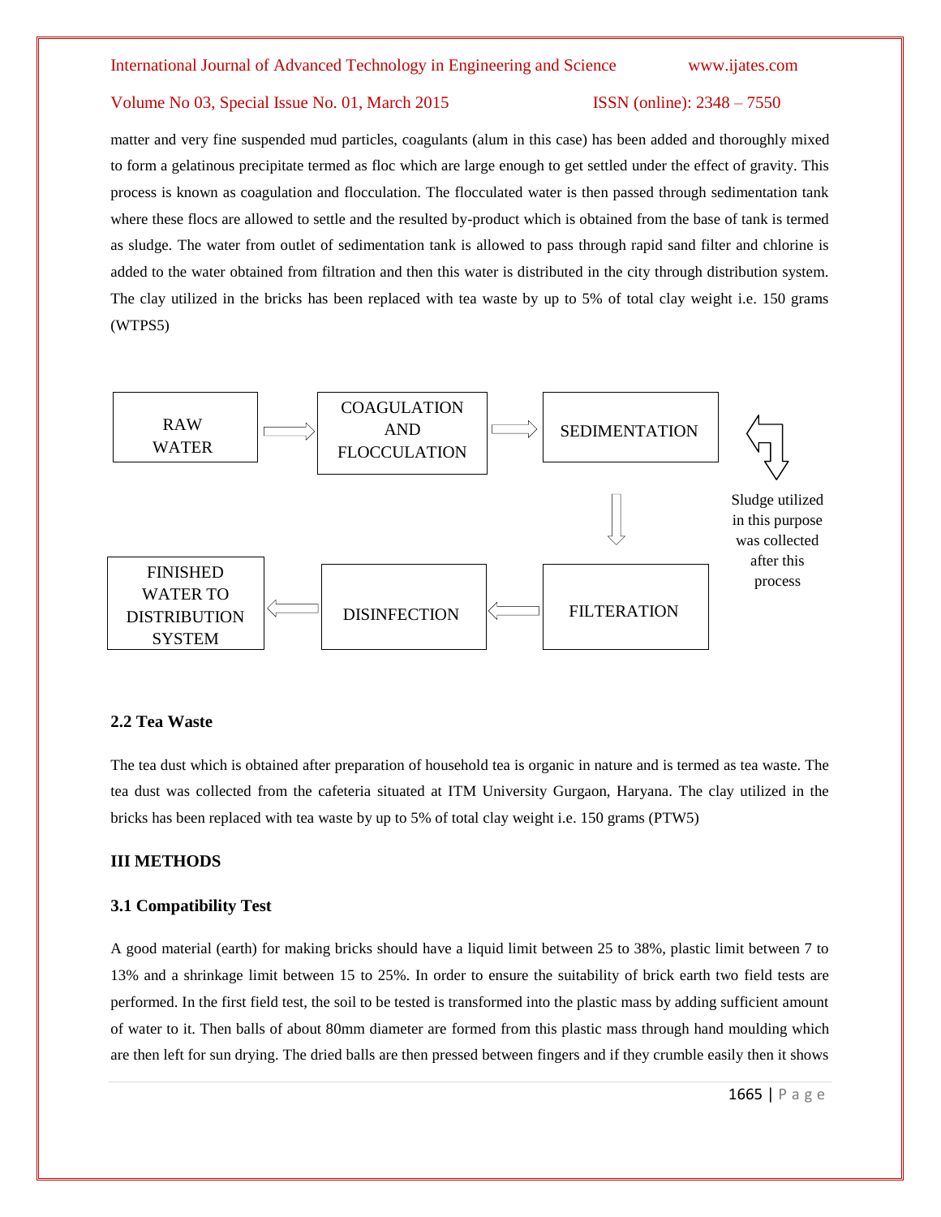matter and very fine suspended mud particles, coagulants (alum in this case) has been added and thoroughly mixed to form a gelatinous precipitate termed as floc which are large enough to get settled under the effect of gravity. This process is known as coagulation and flocculation. The flocculated water is then passed through sedimentation tank where these flocs are allowed to settle and the resulted by-product which is obtained from the base of tank is termed as sludge. The water from outlet of sedimentation tank is allowed to pass through rapid sand filter and chlorine is added to the water obtained from filtration and then this water is distributed in the city through distribution system. The clay utilized in the bricks has been replaced with tea waste by up to 5% of total clay weight i.e. 150 grams (WTPS5)

RAW WATER → COAGULATION AND FLOCCULATION → SEDIMENTATION → FILTERATION → DISINFECTION → FINISHED WATER TO DISTRIBUTION SYSTEM

Sludge utilized in this purpose was collected after this process

### 2.2 Tea Waste

The tea dust which is obtained after preparation of household tea is organic in nature and is termed as tea waste. The tea dust was collected from the cafeteria situated at ITM University Gurgaon, Haryana. The clay utilized in the bricks has been replaced with tea waste by up to 5% of total clay weight i.e. 150 grams (PTW5)

## III METHODS

### 3.1 Compatibility Test

A good material (earth) for making bricks should have a liquid limit between 25 to 38%, plastic limit between 7 to 13% and a shrinkage limit between 15 to 25%. In order to ensure the suitability of brick earth two field tests are performed. In the first field test, the soil to be tested is transformed into the plastic mass by adding sufficient amount of water to it. Then balls of about 80mm diameter are formed from this plastic mass through hand moulding which are then left for sun drying. The dried balls are then pressed between fingers and if they crumble easily then it shows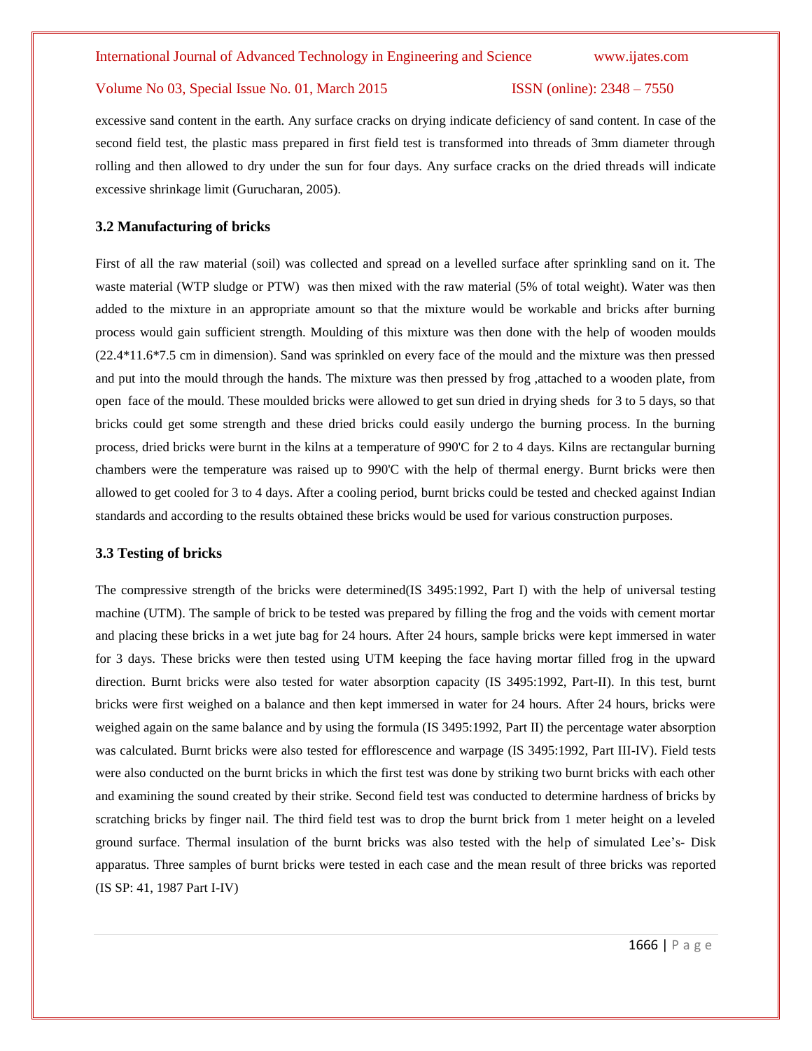excessive sand content in the earth. Any surface cracks on drying indicate deficiency of sand content. In case of the second field test, the plastic mass prepared in first field test is transformed into threads of 3mm diameter through rolling and then allowed to dry under the sun for four days. Any surface cracks on the dried threads will indicate excessive shrinkage limit (Gurucharan, 2005).

### 3.2 Manufacturing of bricks

First of all the raw material (soil) was collected and spread on a levelled surface after sprinkling sand on it. The waste material (WTP sludge or PTW) was then mixed with the raw material (5% of total weight). Water was then added to the mixture in an appropriate amount so that the mixture would be workable and bricks after burning process would gain sufficient strength. Moulding of this mixture was then done with the help of wooden moulds (22.4*11.6*7.5 cm in dimension). Sand was sprinkled on every face of the mould and the mixture was then pressed and put into the mould through the hands. The mixture was then pressed by frog ,attached to a wooden plate, from open face of the mould. These moulded bricks were allowed to get sun dried in drying sheds for 3 to 5 days, so that bricks could get some strength and these dried bricks could easily undergo the burning process. In the burning process, dried bricks were burnt in the kilns at a temperature of 990'C for 2 to 4 days. Kilns are rectangular burning chambers were the temperature was raised up to 990'C with the help of thermal energy. Burnt bricks were then allowed to get cooled for 3 to 4 days. After a cooling period, burnt bricks could be tested and checked against Indian standards and according to the results obtained these bricks would be used for various construction purposes.

### 3.3 Testing of bricks

The compressive strength of the bricks were determined(IS 3495:1992, Part I) with the help of universal testing machine (UTM). The sample of brick to be tested was prepared by filling the frog and the voids with cement mortar and placing these bricks in a wet jute bag for 24 hours. After 24 hours, sample bricks were kept immersed in water for 3 days. These bricks were then tested using UTM keeping the face having mortar filled frog in the upward direction. Burnt bricks were also tested for water absorption capacity (IS 3495:1992, Part-II). In this test, burnt bricks were first weighed on a balance and then kept immersed in water for 24 hours. After 24 hours, bricks were weighed again on the same balance and by using the formula (IS 3495:1992, Part II) the percentage water absorption was calculated. Burnt bricks were also tested for efflorescence and warpage (IS 3495:1992, Part III-IV). Field tests were also conducted on the burnt bricks in which the first test was done by striking two burnt bricks with each other and examining the sound created by their strike. Second field test was conducted to determine hardness of bricks by scratching bricks by finger nail. The third field test was to drop the burnt brick from 1 meter height on a leveled ground surface. Thermal insulation of the burnt bricks was also tested with the help of simulated Lee's- Disk apparatus. Three samples of burnt bricks were tested in each case and the mean result of three bricks was reported (IS SP: 41, 1987 Part I-IV)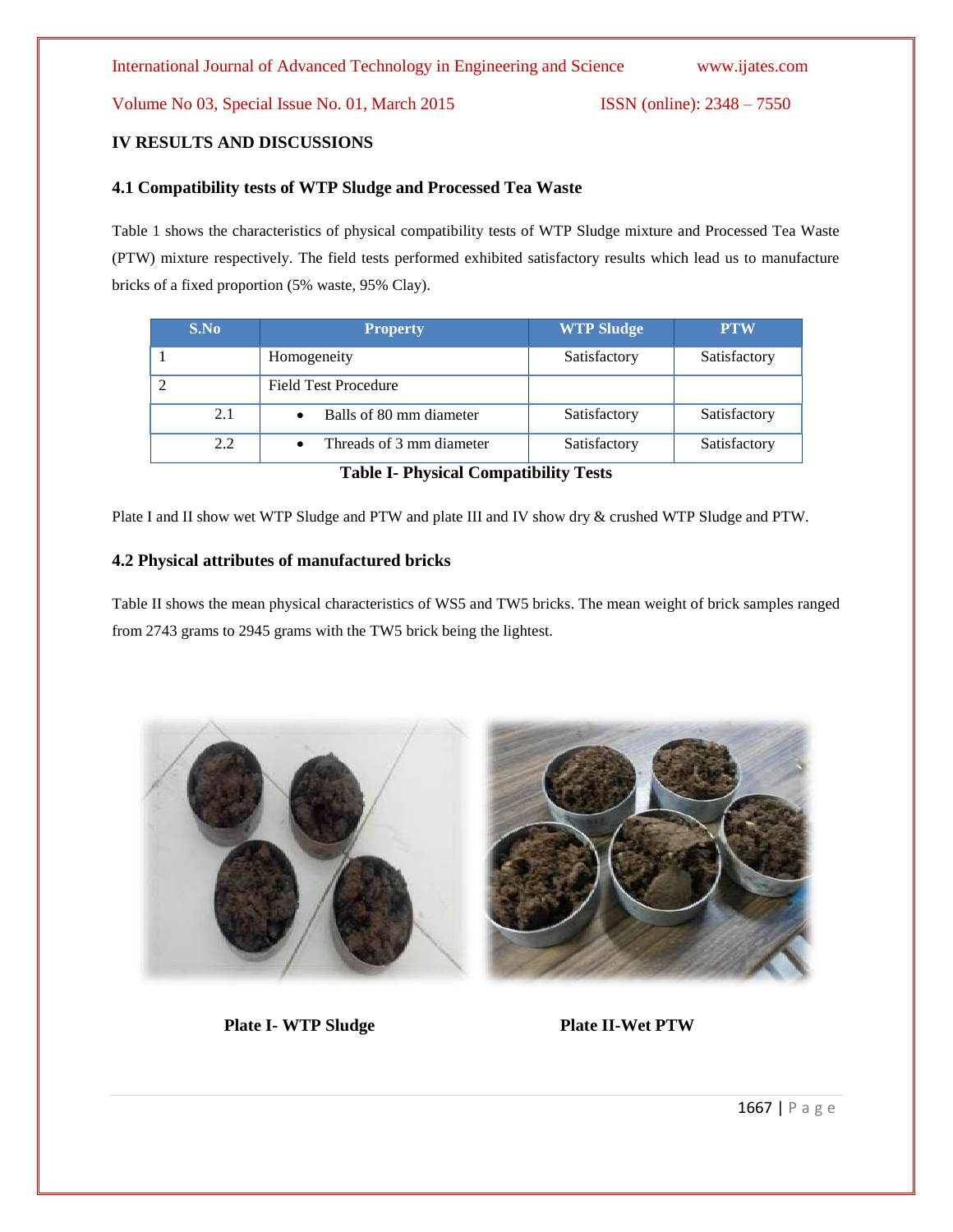## IV RESULTS AND DISCUSSIONS

### 4.1 Compatibility tests of WTP Sludge and Processed Tea Waste

Table 1 shows the characteristics of physical compatibility tests of WTP Sludge mixture and Processed Tea Waste (PTW) mixture respectively. The field tests performed exhibited satisfactory results which lead us to manufacture bricks of a fixed proportion (5% waste, 95% Clay).

| S.No | Property | WTP Sludge | PTW |
|---|---|---|---|
| 1 | Homogeneity | Satisfactory | Satisfactory |
| 2 | Field Test Procedure | | |
| 2.1 | • Balls of 80 mm diameter | Satisfactory | Satisfactory |
| 2.2 | • Threads of 3 mm diameter | Satisfactory | Satisfactory |

**Table I- Physical Compatibility Tests**

Plate I and II show wet WTP Sludge and PTW and plate III and IV show dry & crushed WTP Sludge and PTW.

### 4.2 Physical attributes of manufactured bricks

Table II shows the mean physical characteristics of WS5 and TW5 bricks. The mean weight of brick samples ranged from 2743 grams to 2945 grams with the TW5 brick being the lightest.

**Plate I- WTP Sludge**

**Plate II-Wet PTW**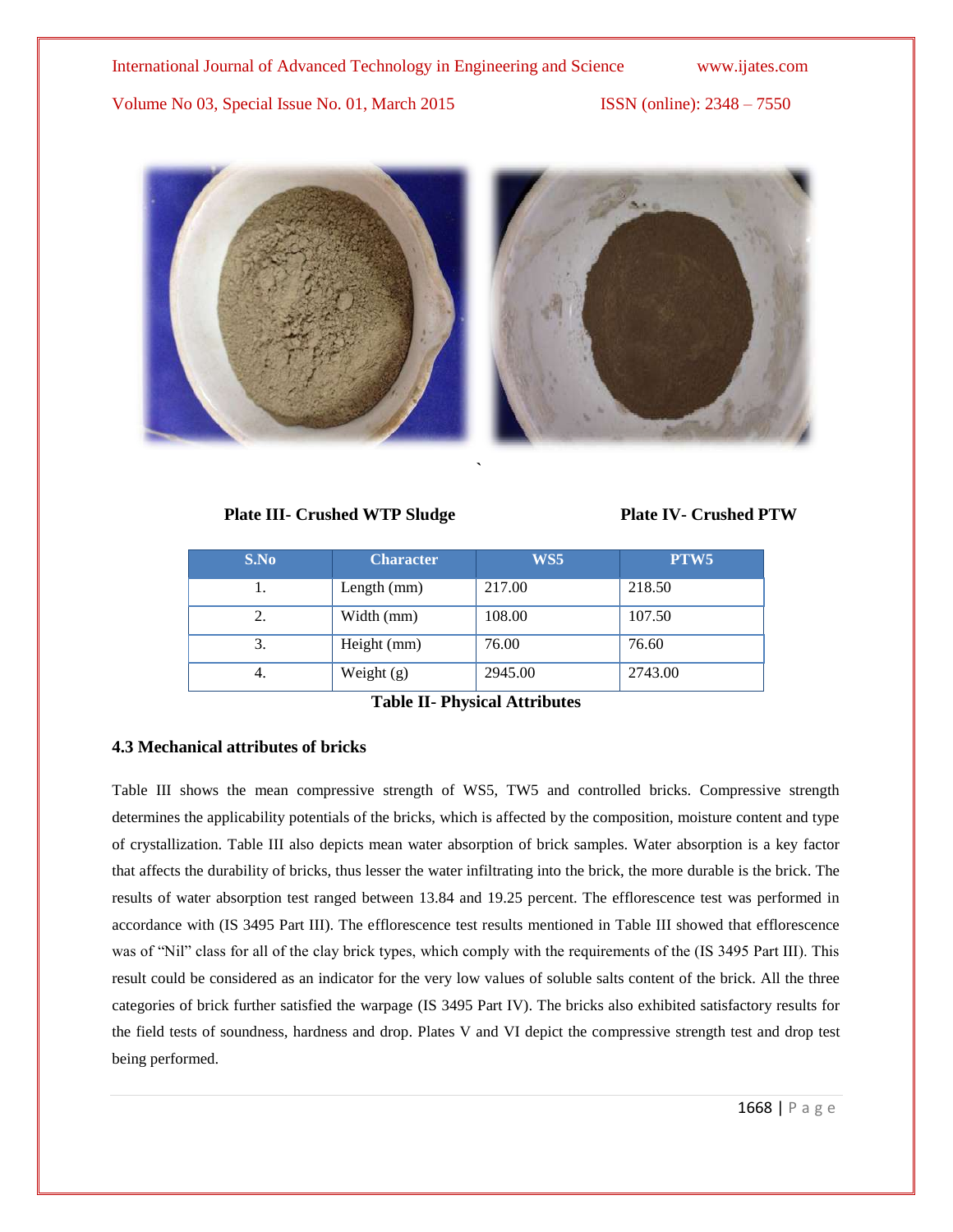Plate III- Crushed WTP Sludge

Plate IV- Crushed PTW

| S.No | Character | WS5 | PTW5 |
|---|---|---|---|
| 1. | Length (mm) | 217.00 | 218.50 |
| 2. | Width (mm) | 108.00 | 107.50 |
| 3. | Height (mm) | 76.00 | 76.60 |
| 4. | Weight (g) | 2945.00 | 2743.00 |

**Table II- Physical Attributes**

### 4.3 Mechanical attributes of bricks

Table III shows the mean compressive strength of WS5, TW5 and controlled bricks. Compressive strength determines the applicability potentials of the bricks, which is affected by the composition, moisture content and type of crystallization. Table III also depicts mean water absorption of brick samples. Water absorption is a key factor that affects the durability of bricks, thus lesser the water infiltrating into the brick, the more durable is the brick. The results of water absorption test ranged between 13.84 and 19.25 percent. The efflorescence test was performed in accordance with (IS 3495 Part III). The efflorescence test results mentioned in Table III showed that efflorescence was of "Nil" class for all of the clay brick types, which comply with the requirements of the (IS 3495 Part III). This result could be considered as an indicator for the very low values of soluble salts content of the brick. All the three categories of brick further satisfied the warpage (IS 3495 Part IV). The bricks also exhibited satisfactory results for the field tests of soundness, hardness and drop. Plates V and VI depict the compressive strength test and drop test being performed.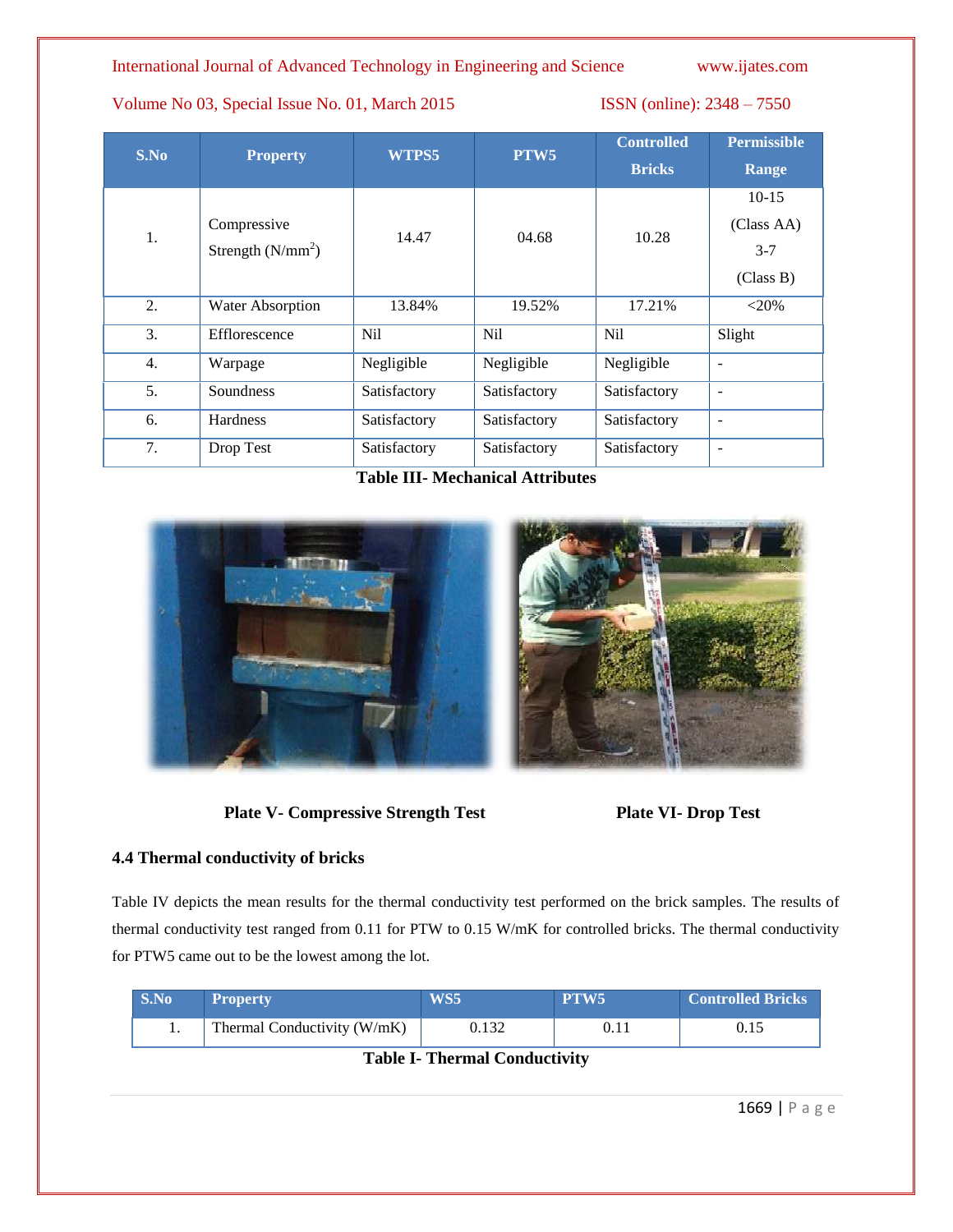| S.No | Property | WTPS5 | PTW5 | Controlled Bricks | Permissible Range |
|---|---|---|---|---|---|
| 1. | Compressive Strength ($N/mm^2$) | 14.47 | 04.68 | 10.28 | 10-15 (Class AA) 3-7 (Class B) |
| 2. | Water Absorption | 13.84% | 19.52% | 17.21% | <20% |
| 3. | Efflorescence | Nil | Nil | Nil | Slight |
| 4. | Warpage | Negligible | Negligible | Negligible | - |
| 5. | Soundness | Satisfactory | Satisfactory | Satisfactory | - |
| 6. | Hardness | Satisfactory | Satisfactory | Satisfactory | - |
| 7. | Drop Test | Satisfactory | Satisfactory | Satisfactory | - |

**Table III- Mechanical Attributes**

**Plate V- Compressive Strength Test**

**Plate VI- Drop Test**

### 4.4 Thermal conductivity of bricks

Table IV depicts the mean results for the thermal conductivity test performed on the brick samples. The results of thermal conductivity test ranged from 0.11 for PTW to 0.15 W/mK for controlled bricks. The thermal conductivity for PTW5 came out to be the lowest among the lot.

| S.No | Property | WS5 | PTW5 | Controlled Bricks |
|---|---|---|---|---|
| 1. | Thermal Conductivity (W/mK) | 0.132 | 0.11 | 0.15 |

**Table I- Thermal Conductivity**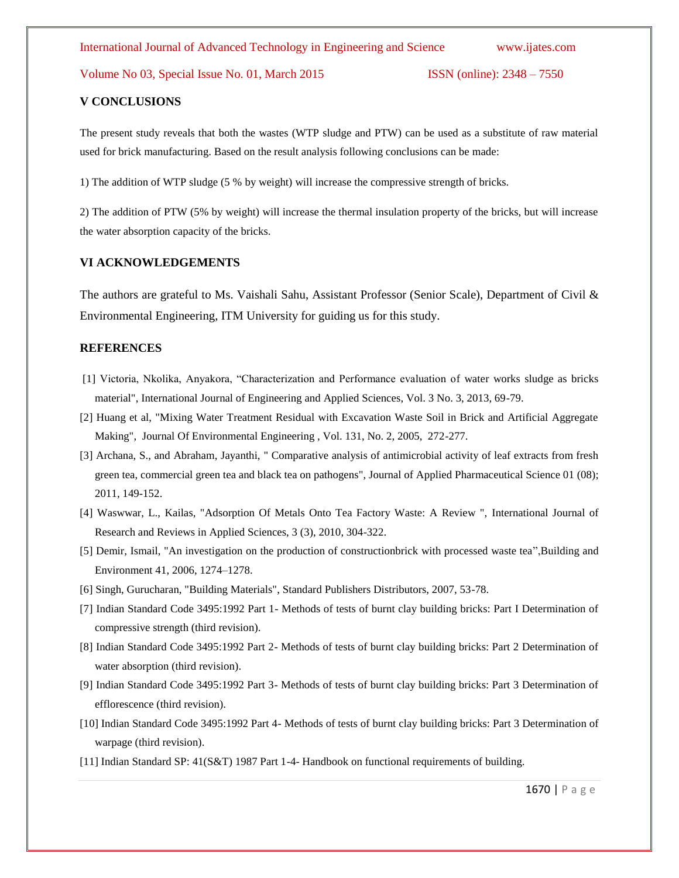## V CONCLUSIONS

The present study reveals that both the wastes (WTP sludge and PTW) can be used as a substitute of raw material used for brick manufacturing. Based on the result analysis following conclusions can be made:

1) The addition of WTP sludge (5 % by weight) will increase the compressive strength of bricks.

2) The addition of PTW (5% by weight) will increase the thermal insulation property of the bricks, but will increase the water absorption capacity of the bricks.

## VI ACKNOWLEDGEMENTS

The authors are grateful to Ms. Vaishali Sahu, Assistant Professor (Senior Scale), Department of Civil & Environmental Engineering, ITM University for guiding us for this study.

## REFERENCES

[1] Victoria, Nkolika, Anyakora, "Characterization and Performance evaluation of water works sludge as bricks material", International Journal of Engineering and Applied Sciences, Vol. 3 No. 3, 2013, 69-79.

[2] Huang et al, "Mixing Water Treatment Residual with Excavation Waste Soil in Brick and Artificial Aggregate Making", Journal Of Environmental Engineering , Vol. 131, No. 2, 2005, 272-277.

[3] Archana, S., and Abraham, Jayanthi, " Comparative analysis of antimicrobial activity of leaf extracts from fresh green tea, commercial green tea and black tea on pathogens", Journal of Applied Pharmaceutical Science 01 (08); 2011, 149-152.

[4] Waswwar, L., Kailas, "Adsorption Of Metals Onto Tea Factory Waste: A Review ", International Journal of Research and Reviews in Applied Sciences, 3 (3), 2010, 304-322.

[5] Demir, Ismail, "An investigation on the production of constructionbrick with processed waste tea",Building and Environment 41, 2006, 1274–1278.

[6] Singh, Gurucharan, "Building Materials", Standard Publishers Distributors, 2007, 53-78.

[7] Indian Standard Code 3495:1992 Part 1- Methods of tests of burnt clay building bricks: Part I Determination of compressive strength (third revision).

[8] Indian Standard Code 3495:1992 Part 2- Methods of tests of burnt clay building bricks: Part 2 Determination of water absorption (third revision).

[9] Indian Standard Code 3495:1992 Part 3- Methods of tests of burnt clay building bricks: Part 3 Determination of efflorescence (third revision).

[10] Indian Standard Code 3495:1992 Part 4- Methods of tests of burnt clay building bricks: Part 3 Determination of warpage (third revision).

[11] Indian Standard SP: 41(S&T) 1987 Part 1-4- Handbook on functional requirements of building.